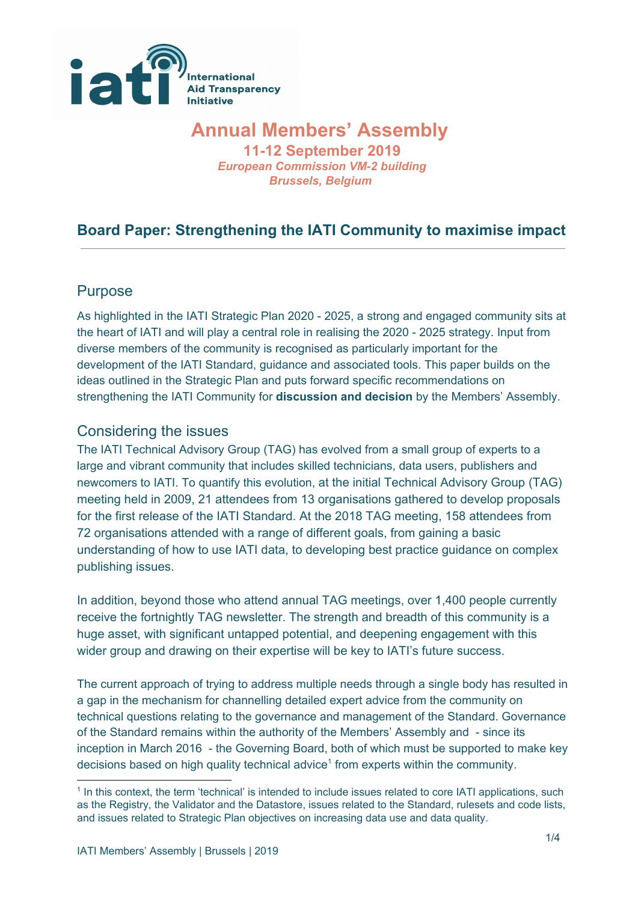International Aid Transparency Initiative

# Annual Members' Assembly

**11-12 September 2019**

*European Commission VM-2 building*
*Brussels, Belgium*

## Board Paper: Strengthening the IATI Community to maximise impact

### Purpose

As highlighted in the IATI Strategic Plan 2020 - 2025, a strong and engaged community sits at the heart of IATI and will play a central role in realising the 2020 - 2025 strategy. Input from diverse members of the community is recognised as particularly important for the development of the IATI Standard, guidance and associated tools. This paper builds on the ideas outlined in the Strategic Plan and puts forward specific recommendations on strengthening the IATI Community for **discussion and decision** by the Members' Assembly.

### Considering the issues

The IATI Technical Advisory Group (TAG) has evolved from a small group of experts to a large and vibrant community that includes skilled technicians, data users, publishers and newcomers to IATI. To quantify this evolution, at the initial Technical Advisory Group (TAG) meeting held in 2009, 21 attendees from 13 organisations gathered to develop proposals for the first release of the IATI Standard. At the 2018 TAG meeting, 158 attendees from 72 organisations attended with a range of different goals, from gaining a basic understanding of how to use IATI data, to developing best practice guidance on complex publishing issues.

In addition, beyond those who attend annual TAG meetings, over 1,400 people currently receive the fortnightly TAG newsletter. The strength and breadth of this community is a huge asset, with significant untapped potential, and deepening engagement with this wider group and drawing on their expertise will be key to IATI's future success.

The current approach of trying to address multiple needs through a single body has resulted in a gap in the mechanism for channelling detailed expert advice from the community on technical questions relating to the governance and management of the Standard. Governance of the Standard remains within the authority of the Members' Assembly and - since its inception in March 2016 - the Governing Board, both of which must be supported to make key decisions based on high quality technical advice[1] from experts within the community.

[1] In this context, the term 'technical' is intended to include issues related to core IATI applications, such as the Registry, the Validator and the Datastore, issues related to the Standard, rulesets and code lists, and issues related to Strategic Plan objectives on increasing data use and data quality.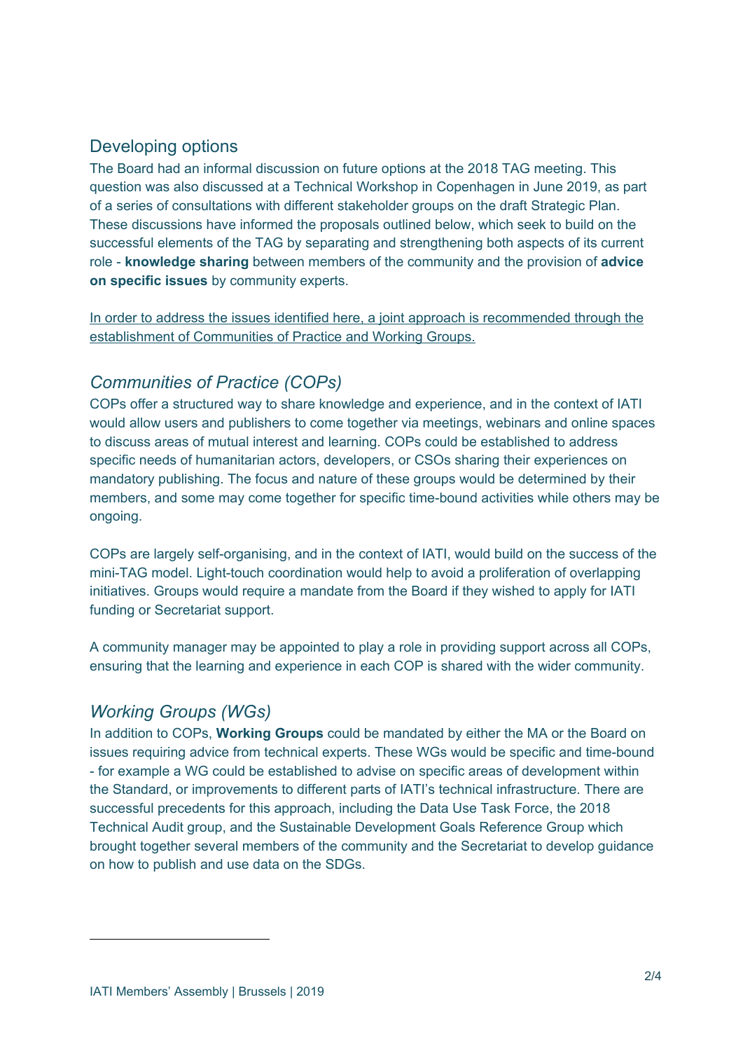## Developing options

The Board had an informal discussion on future options at the 2018 TAG meeting. This question was also discussed at a Technical Workshop in Copenhagen in June 2019, as part of a series of consultations with different stakeholder groups on the draft Strategic Plan. These discussions have informed the proposals outlined below, which seek to build on the successful elements of the TAG by separating and strengthening both aspects of its current role - **knowledge sharing** between members of the community and the provision of **advice on specific issues** by community experts.

<u>In order to address the issues identified here, a joint approach is recommended through the establishment of Communities of Practice and Working Groups.</u>

### *Communities of Practice (COPs)*

COPs offer a structured way to share knowledge and experience, and in the context of IATI would allow users and publishers to come together via meetings, webinars and online spaces to discuss areas of mutual interest and learning. COPs could be established to address specific needs of humanitarian actors, developers, or CSOs sharing their experiences on mandatory publishing. The focus and nature of these groups would be determined by their members, and some may come together for specific time-bound activities while others may be ongoing.

COPs are largely self-organising, and in the context of IATI, would build on the success of the mini-TAG model. Light-touch coordination would help to avoid a proliferation of overlapping initiatives. Groups would require a mandate from the Board if they wished to apply for IATI funding or Secretariat support.

A community manager may be appointed to play a role in providing support across all COPs, ensuring that the learning and experience in each COP is shared with the wider community.

### *Working Groups (WGs)*

In addition to COPs, **Working Groups** could be mandated by either the MA or the Board on issues requiring advice from technical experts. These WGs would be specific and time-bound - for example a WG could be established to advise on specific areas of development within the Standard, or improvements to different parts of IATI's technical infrastructure. There are successful precedents for this approach, including the Data Use Task Force, the 2018 Technical Audit group, and the Sustainable Development Goals Reference Group which brought together several members of the community and the Secretariat to develop guidance on how to publish and use data on the SDGs.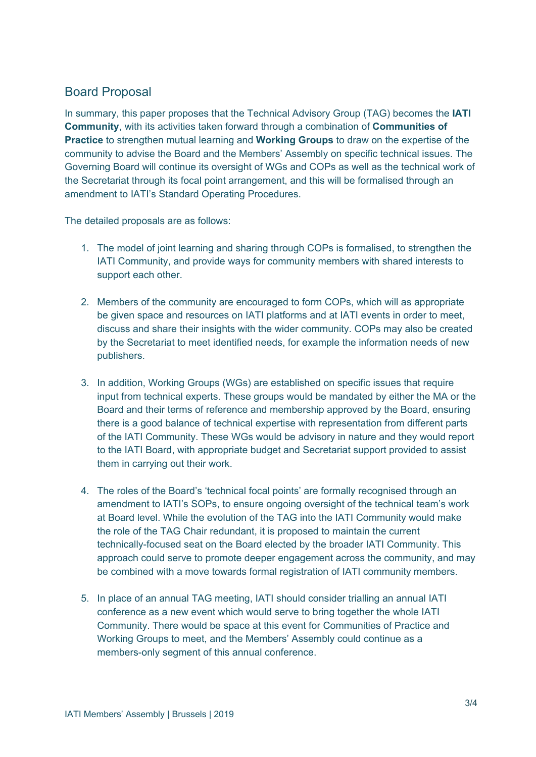## Board Proposal

In summary, this paper proposes that the Technical Advisory Group (TAG) becomes the **IATI Community**, with its activities taken forward through a combination of **Communities of Practice** to strengthen mutual learning and **Working Groups** to draw on the expertise of the community to advise the Board and the Members' Assembly on specific technical issues. The Governing Board will continue its oversight of WGs and COPs as well as the technical work of the Secretariat through its focal point arrangement, and this will be formalised through an amendment to IATI's Standard Operating Procedures.

The detailed proposals are as follows:

1. The model of joint learning and sharing through COPs is formalised, to strengthen the IATI Community, and provide ways for community members with shared interests to support each other.

2. Members of the community are encouraged to form COPs, which will as appropriate be given space and resources on IATI platforms and at IATI events in order to meet, discuss and share their insights with the wider community. COPs may also be created by the Secretariat to meet identified needs, for example the information needs of new publishers.

3. In addition, Working Groups (WGs) are established on specific issues that require input from technical experts. These groups would be mandated by either the MA or the Board and their terms of reference and membership approved by the Board, ensuring there is a good balance of technical expertise with representation from different parts of the IATI Community. These WGs would be advisory in nature and they would report to the IATI Board, with appropriate budget and Secretariat support provided to assist them in carrying out their work.

4. The roles of the Board's 'technical focal points' are formally recognised through an amendment to IATI's SOPs, to ensure ongoing oversight of the technical team's work at Board level. While the evolution of the TAG into the IATI Community would make the role of the TAG Chair redundant, it is proposed to maintain the current technically-focused seat on the Board elected by the broader IATI Community. This approach could serve to promote deeper engagement across the community, and may be combined with a move towards formal registration of IATI community members.

5. In place of an annual TAG meeting, IATI should consider trialling an annual IATI conference as a new event which would serve to bring together the whole IATI Community. There would be space at this event for Communities of Practice and Working Groups to meet, and the Members' Assembly could continue as a members-only segment of this annual conference.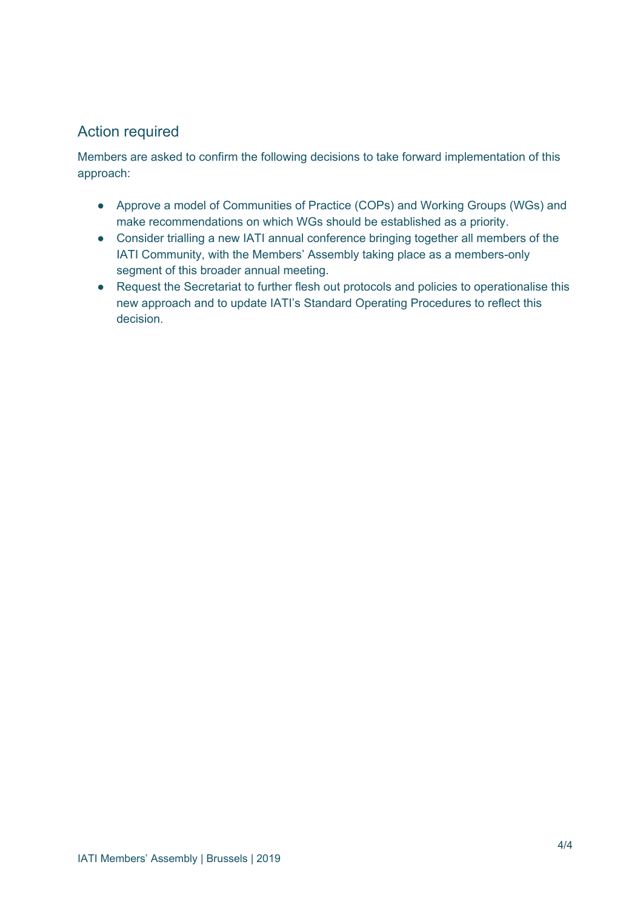## Action required

Members are asked to confirm the following decisions to take forward implementation of this approach:

- Approve a model of Communities of Practice (COPs) and Working Groups (WGs) and make recommendations on which WGs should be established as a priority.
- Consider trialling a new IATI annual conference bringing together all members of the IATI Community, with the Members' Assembly taking place as a members-only segment of this broader annual meeting.
- Request the Secretariat to further flesh out protocols and policies to operationalise this new approach and to update IATI's Standard Operating Procedures to reflect this decision.